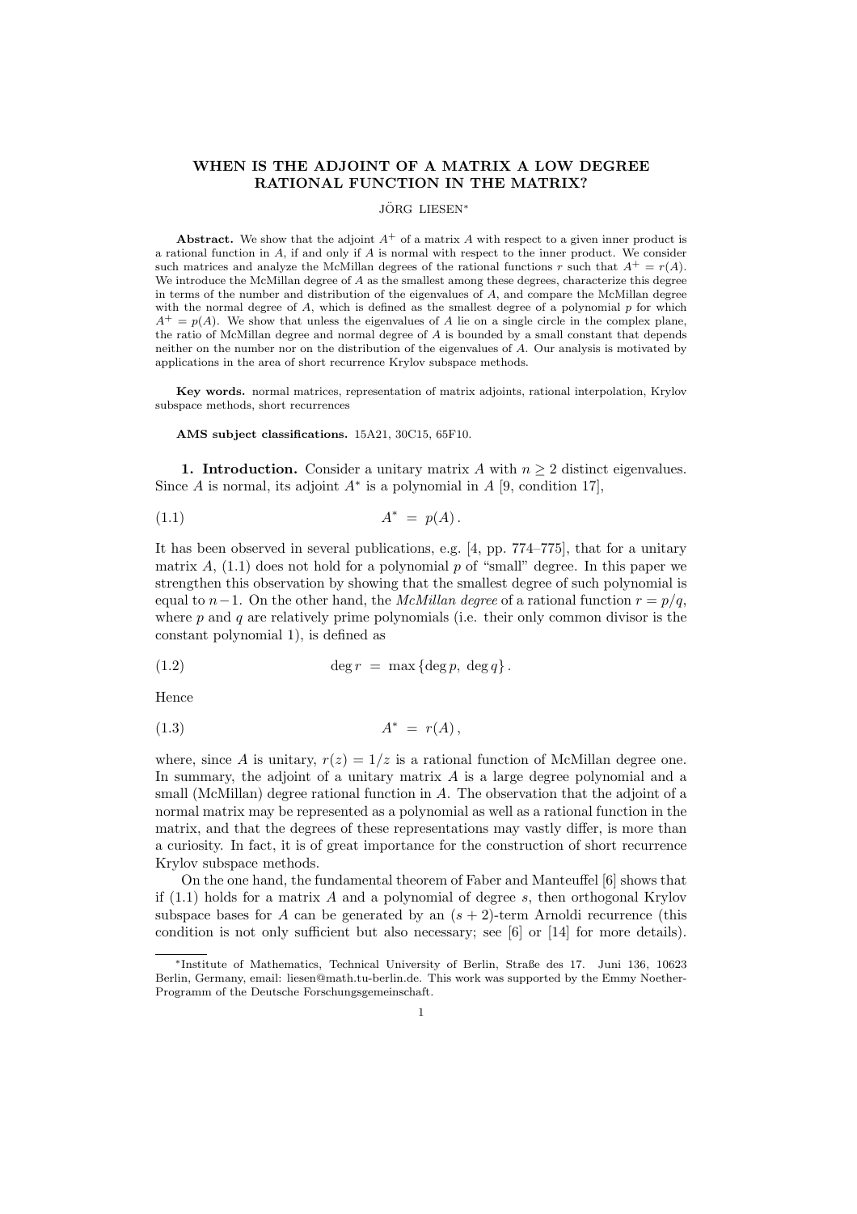# WHEN IS THE ADJOINT OF A MATRIX A LOW DEGREE RATIONAL FUNCTION IN THE MATRIX?

JÖRG LIESEN*

**Abstract.** We show that the adjoint $A^+$ of a matrix $A$ with respect to a given inner product is a rational function in $A$, if and only if $A$ is normal with respect to the inner product. We consider such matrices and analyze the McMillan degrees of the rational functions $r$ such that $A^+ = r(A)$. We introduce the McMillan degree of $A$ as the smallest among these degrees, characterize this degree in terms of the number and distribution of the eigenvalues of $A$, and compare the McMillan degree with the normal degree of $A$, which is defined as the smallest degree of a polynomial $p$ for which $A^+ = p(A)$. We show that unless the eigenvalues of $A$ lie on a single circle in the complex plane, the ratio of McMillan degree and normal degree of $A$ is bounded by a small constant that depends neither on the number nor on the distribution of the eigenvalues of $A$. Our analysis is motivated by applications in the area of short recurrence Krylov subspace methods.

**Key words.** normal matrices, representation of matrix adjoints, rational interpolation, Krylov subspace methods, short recurrences

**AMS subject classifications.** 15A21, 30C15, 65F10.

## 1. Introduction.

Consider a unitary matrix $A$ with $n \geq 2$ distinct eigenvalues. Since $A$ is normal, its adjoint $A^*$ is a polynomial in $A$ [9, condition 17],

$$A^* \;=\; p(A)\,. \tag{1.1}$$

It has been observed in several publications, e.g. [4, pp. 774–775], that for a unitary matrix $A$, (1.1) does not hold for a polynomial $p$ of "small" degree. In this paper we strengthen this observation by showing that the smallest degree of such polynomial is equal to $n-1$. On the other hand, the *McMillan degree* of a rational function $r = p/q$, where $p$ and $q$ are relatively prime polynomials (i.e. their only common divisor is the constant polynomial 1), is defined as

$$\deg r \;=\; \max\,\{\deg p,\; \deg q\}\,. \tag{1.2}$$

Hence

$$A^* \;=\; r(A)\,, \tag{1.3}$$

where, since $A$ is unitary, $r(z) = 1/z$ is a rational function of McMillan degree one. In summary, the adjoint of a unitary matrix $A$ is a large degree polynomial and a small (McMillan) degree rational function in $A$. The observation that the adjoint of a normal matrix may be represented as a polynomial as well as a rational function in the matrix, and that the degrees of these representations may vastly differ, is more than a curiosity. In fact, it is of great importance for the construction of short recurrence Krylov subspace methods.

On the one hand, the fundamental theorem of Faber and Manteuffel [6] shows that if (1.1) holds for a matrix $A$ and a polynomial of degree $s$, then orthogonal Krylov subspace bases for $A$ can be generated by an $(s+2)$-term Arnoldi recurrence (this condition is not only sufficient but also necessary; see [6] or [14] for more details).

*Institute of Mathematics, Technical University of Berlin, Straße des 17. Juni 136, 10623 Berlin, Germany, email: liesen@math.tu-berlin.de. This work was supported by the Emmy Noether-Programm of the Deutsche Forschungsgemeinschaft.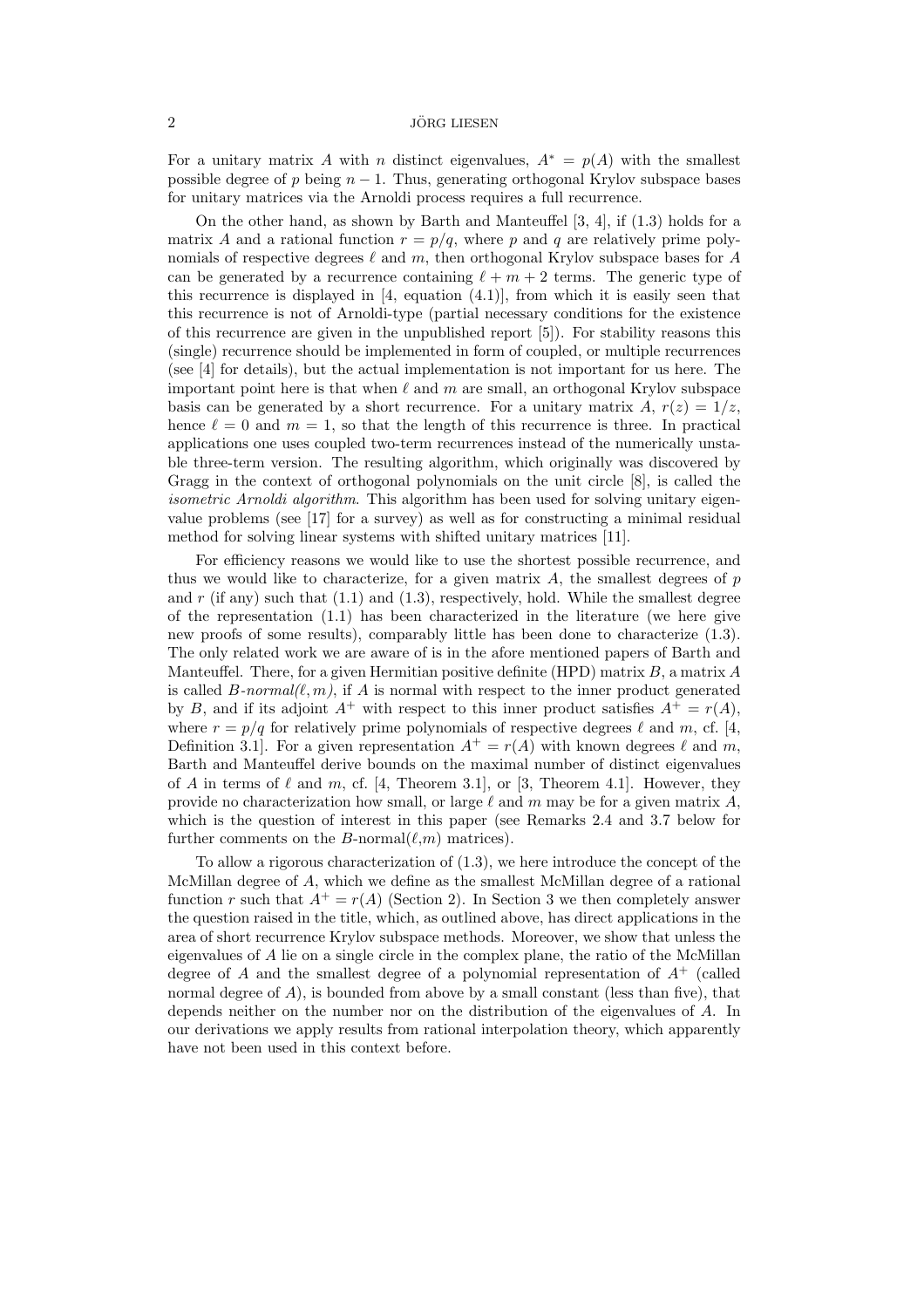For a unitary matrix $A$ with $n$ distinct eigenvalues, $A^* = p(A)$ with the smallest possible degree of $p$ being $n-1$. Thus, generating orthogonal Krylov subspace bases for unitary matrices via the Arnoldi process requires a full recurrence.

On the other hand, as shown by Barth and Manteuffel [3, 4], if (1.3) holds for a matrix $A$ and a rational function $r = p/q$, where $p$ and $q$ are relatively prime polynomials of respective degrees $\ell$ and $m$, then orthogonal Krylov subspace bases for $A$ can be generated by a recurrence containing $\ell + m + 2$ terms. The generic type of this recurrence is displayed in [4, equation (4.1)], from which it is easily seen that this recurrence is not of Arnoldi-type (partial necessary conditions for the existence of this recurrence are given in the unpublished report [5]). For stability reasons this (single) recurrence should be implemented in form of coupled, or multiple recurrences (see [4] for details), but the actual implementation is not important for us here. The important point here is that when $\ell$ and $m$ are small, an orthogonal Krylov subspace basis can be generated by a short recurrence. For a unitary matrix $A$, $r(z) = 1/z$, hence $\ell = 0$ and $m = 1$, so that the length of this recurrence is three. In practical applications one uses coupled two-term recurrences instead of the numerically unstable three-term version. The resulting algorithm, which originally was discovered by Gragg in the context of orthogonal polynomials on the unit circle [8], is called the *isometric Arnoldi algorithm*. This algorithm has been used for solving unitary eigenvalue problems (see [17] for a survey) as well as for constructing a minimal residual method for solving linear systems with shifted unitary matrices [11].

For efficiency reasons we would like to use the shortest possible recurrence, and thus we would like to characterize, for a given matrix $A$, the smallest degrees of $p$ and $r$ (if any) such that (1.1) and (1.3), respectively, hold. While the smallest degree of the representation (1.1) has been characterized in the literature (we here give new proofs of some results), comparably little has been done to characterize (1.3). The only related work we are aware of is in the afore mentioned papers of Barth and Manteuffel. There, for a given Hermitian positive definite (HPD) matrix $B$, a matrix $A$ is called *$B$-normal($\ell, m$)*, if $A$ is normal with respect to the inner product generated by $B$, and if its adjoint $A^+$ with respect to this inner product satisfies $A^+ = r(A)$, where $r = p/q$ for relatively prime polynomials of respective degrees $\ell$ and $m$, cf. [4, Definition 3.1]. For a given representation $A^+ = r(A)$ with known degrees $\ell$ and $m$, Barth and Manteuffel derive bounds on the maximal number of distinct eigenvalues of $A$ in terms of $\ell$ and $m$, cf. [4, Theorem 3.1], or [3, Theorem 4.1]. However, they provide no characterization how small, or large $\ell$ and $m$ may be for a given matrix $A$, which is the question of interest in this paper (see Remarks 2.4 and 3.7 below for further comments on the $B$-normal($\ell$,$m$) matrices).

To allow a rigorous characterization of (1.3), we here introduce the concept of the McMillan degree of $A$, which we define as the smallest McMillan degree of a rational function $r$ such that $A^+ = r(A)$ (Section 2). In Section 3 we then completely answer the question raised in the title, which, as outlined above, has direct applications in the area of short recurrence Krylov subspace methods. Moreover, we show that unless the eigenvalues of $A$ lie on a single circle in the complex plane, the ratio of the McMillan degree of $A$ and the smallest degree of a polynomial representation of $A^+$ (called normal degree of $A$), is bounded from above by a small constant (less than five), that depends neither on the number nor on the distribution of the eigenvalues of $A$. In our derivations we apply results from rational interpolation theory, which apparently have not been used in this context before.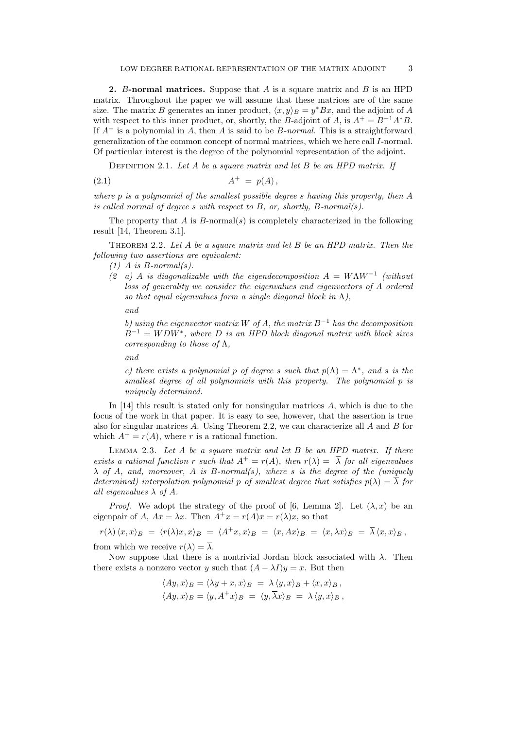**2. $B$-normal matrices.** Suppose that $A$ is a square matrix and $B$ is an HPD matrix. Throughout the paper we will assume that these matrices are of the same size. The matrix $B$ generates an inner product, $\langle x, y\rangle_B = y^*Bx$, and the adjoint of $A$ with respect to this inner product, or, shortly, the $B$-adjoint of $A$, is $A^+ = B^{-1}A^*B$. If $A^+$ is a polynomial in $A$, then $A$ is said to be *$B$-normal*. This is a straightforward generalization of the common concept of normal matrices, which we here call $I$-normal. Of particular interest is the degree of the polynomial representation of the adjoint.

Definition 2.1. *Let $A$ be a square matrix and let $B$ be an HPD matrix. If*

$$A^+ = p(A)\,, \tag{2.1}$$

*where $p$ is a polynomial of the smallest possible degree $s$ having this property, then $A$ is called normal of degree $s$ with respect to $B$, or, shortly, $B$-normal(s).*

The property that $A$ is $B$-normal($s$) is completely characterized in the following result [14, Theorem 3.1].

Theorem 2.2. *Let $A$ be a square matrix and let $B$ be an HPD matrix. Then the following two assertions are equivalent:*

*(1) $A$ is $B$-normal(s).*

*(2 a) $A$ is diagonalizable with the eigendecomposition $A = W\Lambda W^{-1}$ (without loss of generality we consider the eigenvalues and eigenvectors of $A$ ordered so that equal eigenvalues form a single diagonal block in $\Lambda$),*

*and*

*b) using the eigenvector matrix $W$ of $A$, the matrix $B^{-1}$ has the decomposition $B^{-1} = WDW^*$, where $D$ is an HPD block diagonal matrix with block sizes corresponding to those of $\Lambda$,*

*and*

*c) there exists a polynomial $p$ of degree $s$ such that $p(\Lambda) = \Lambda^*$, and $s$ is the smallest degree of all polynomials with this property. The polynomial $p$ is uniquely determined.*

In [14] this result is stated only for nonsingular matrices $A$, which is due to the focus of the work in that paper. It is easy to see, however, that the assertion is true also for singular matrices $A$. Using Theorem 2.2, we can characterize all $A$ and $B$ for which $A^+ = r(A)$, where $r$ is a rational function.

Lemma 2.3. *Let $A$ be a square matrix and let $B$ be an HPD matrix. If there exists a rational function $r$ such that $A^+ = r(A)$, then $r(\lambda) = \overline{\lambda}$ for all eigenvalues $\lambda$ of $A$, and, moreover, $A$ is $B$-normal(s), where $s$ is the degree of the (uniquely determined) interpolation polynomial $p$ of smallest degree that satisfies $p(\lambda) = \overline{\lambda}$ for all eigenvalues $\lambda$ of $A$.*

*Proof.* We adopt the strategy of the proof of [6, Lemma 2]. Let $(\lambda, x)$ be an eigenpair of $A$, $Ax = \lambda x$. Then $A^+x = r(A)x = r(\lambda)x$, so that

$$r(\lambda)\langle x, x\rangle_B = \langle r(\lambda)x, x\rangle_B = \langle A^+x, x\rangle_B = \langle x, Ax\rangle_B = \langle x, \lambda x\rangle_B = \overline{\lambda}\langle x, x\rangle_B\,,$$

from which we receive $r(\lambda) = \overline{\lambda}$.

Now suppose that there is a nontrivial Jordan block associated with $\lambda$. Then there exists a nonzero vector $y$ such that $(A - \lambda I)y = x$. But then

$$\langle Ay, x\rangle_B = \langle \lambda y + x, x\rangle_B = \lambda\langle y, x\rangle_B + \langle x, x\rangle_B\,,$$

$$\langle Ay, x\rangle_B = \langle y, A^+x\rangle_B = \langle y, \overline{\lambda}x\rangle_B = \lambda\langle y, x\rangle_B\,,$$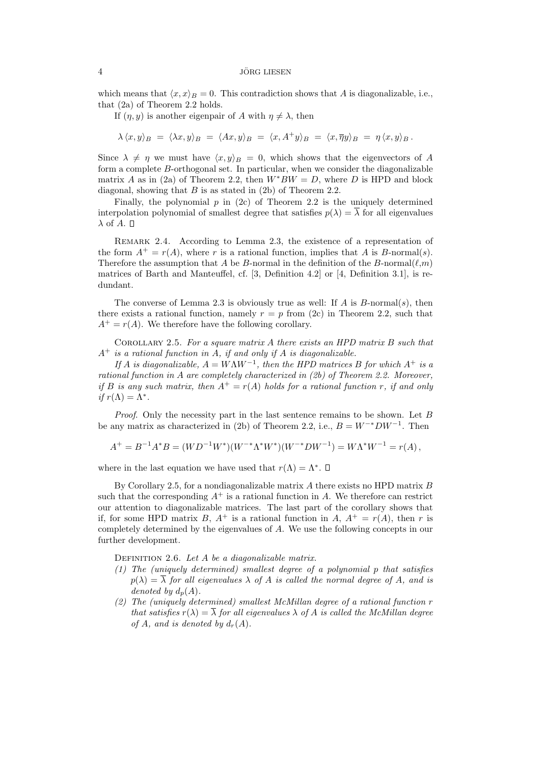which means that $\langle x, x\rangle_B = 0$. This contradiction shows that $A$ is diagonalizable, i.e., that (2a) of Theorem 2.2 holds.

If $(\eta, y)$ is another eigenpair of $A$ with $\eta \neq \lambda$, then

$$\lambda \langle x, y\rangle_B \;=\; \langle \lambda x, y\rangle_B \;=\; \langle Ax, y\rangle_B \;=\; \langle x, A^+ y\rangle_B \;=\; \langle x, \overline{\eta} y\rangle_B \;=\; \eta \langle x, y\rangle_B \,.$$

Since $\lambda \neq \eta$ we must have $\langle x, y\rangle_B = 0$, which shows that the eigenvectors of $A$ form a complete $B$-orthogonal set. In particular, when we consider the diagonalizable matrix $A$ as in (2a) of Theorem 2.2, then $W^*BW = D$, where $D$ is HPD and block diagonal, showing that $B$ is as stated in (2b) of Theorem 2.2.

Finally, the polynomial $p$ in (2c) of Theorem 2.2 is the uniquely determined interpolation polynomial of smallest degree that satisfies $p(\lambda) = \overline{\lambda}$ for all eigenvalues $\lambda$ of $A$. $\square$

Remark 2.4. According to Lemma 2.3, the existence of a representation of the form $A^+ = r(A)$, where $r$ is a rational function, implies that $A$ is $B$-normal$(s)$. Therefore the assumption that $A$ be $B$-normal in the definition of the $B$-normal$(\ell,m)$ matrices of Barth and Manteuffel, cf. [3, Definition 4.2] or [4, Definition 3.1], is redundant.

The converse of Lemma 2.3 is obviously true as well: If $A$ is $B$-normal$(s)$, then there exists a rational function, namely $r = p$ from (2c) in Theorem 2.2, such that $A^+ = r(A)$. We therefore have the following corollary.

Corollary 2.5. *For a square matrix $A$ there exists an HPD matrix $B$ such that $A^+$ is a rational function in $A$, if and only if $A$ is diagonalizable.*

*If $A$ is diagonalizable, $A = W\Lambda W^{-1}$, then the HPD matrices $B$ for which $A^+$ is a rational function in $A$ are completely characterized in (2b) of Theorem 2.2. Moreover, if $B$ is any such matrix, then $A^+ = r(A)$ holds for a rational function $r$, if and only if $r(\Lambda) = \Lambda^*$.*

*Proof.* Only the necessity part in the last sentence remains to be shown. Let $B$ be any matrix as characterized in (2b) of Theorem 2.2, i.e., $B = W^{-*}DW^{-1}$. Then

$$A^+ = B^{-1}A^*B = (WD^{-1}W^*)(W^{-*}\Lambda^* W^*)(W^{-*}DW^{-1}) = W\Lambda^* W^{-1} = r(A)\,,$$

where in the last equation we have used that $r(\Lambda) = \Lambda^*$. $\square$

By Corollary 2.5, for a nondiagonalizable matrix $A$ there exists no HPD matrix $B$ such that the corresponding $A^+$ is a rational function in $A$. We therefore can restrict our attention to diagonalizable matrices. The last part of the corollary shows that if, for some HPD matrix $B$, $A^+$ is a rational function in $A$, $A^+ = r(A)$, then $r$ is completely determined by the eigenvalues of $A$. We use the following concepts in our further development.

Definition 2.6. *Let $A$ be a diagonalizable matrix.*

*(1) The (uniquely determined) smallest degree of a polynomial $p$ that satisfies $p(\lambda) = \overline{\lambda}$ for all eigenvalues $\lambda$ of $A$ is called the normal degree of $A$, and is denoted by $d_p(A)$.*

*(2) The (uniquely determined) smallest McMillan degree of a rational function $r$ that satisfies $r(\lambda) = \overline{\lambda}$ for all eigenvalues $\lambda$ of $A$ is called the McMillan degree of $A$, and is denoted by $d_r(A)$.*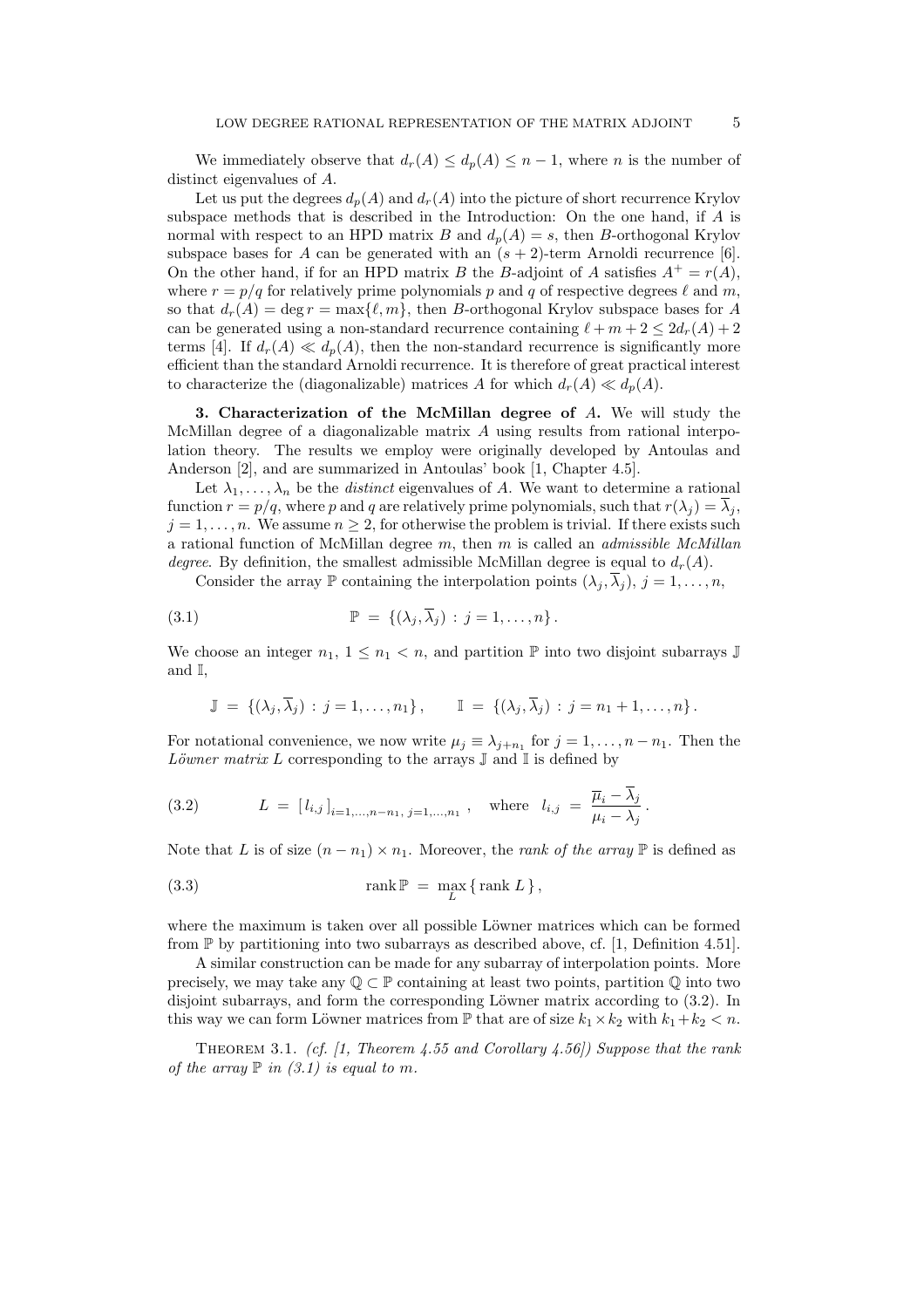We immediately observe that $d_r(A) \leq d_p(A) \leq n-1$, where $n$ is the number of distinct eigenvalues of $A$.

Let us put the degrees $d_p(A)$ and $d_r(A)$ into the picture of short recurrence Krylov subspace methods that is described in the Introduction: On the one hand, if $A$ is normal with respect to an HPD matrix $B$ and $d_p(A) = s$, then $B$-orthogonal Krylov subspace bases for $A$ can be generated with an $(s+2)$-term Arnoldi recurrence [6]. On the other hand, if for an HPD matrix $B$ the $B$-adjoint of $A$ satisfies $A^+ = r(A)$, where $r = p/q$ for relatively prime polynomials $p$ and $q$ of respective degrees $\ell$ and $m$, so that $d_r(A) = \deg r = \max\{\ell, m\}$, then $B$-orthogonal Krylov subspace bases for $A$ can be generated using a non-standard recurrence containing $\ell + m + 2 \leq 2d_r(A) + 2$ terms [4]. If $d_r(A) \ll d_p(A)$, then the non-standard recurrence is significantly more efficient than the standard Arnoldi recurrence. It is therefore of great practical interest to characterize the (diagonalizable) matrices $A$ for which $d_r(A) \ll d_p(A)$.

**3. Characterization of the McMillan degree of $A$.** We will study the McMillan degree of a diagonalizable matrix $A$ using results from rational interpolation theory. The results we employ were originally developed by Antoulas and Anderson [2], and are summarized in Antoulas' book [1, Chapter 4.5].

Let $\lambda_1, \ldots, \lambda_n$ be the *distinct* eigenvalues of $A$. We want to determine a rational function $r = p/q$, where $p$ and $q$ are relatively prime polynomials, such that $r(\lambda_j) = \overline{\lambda}_j$, $j = 1, \ldots, n$. We assume $n \geq 2$, for otherwise the problem is trivial. If there exists such a rational function of McMillan degree $m$, then $m$ is called an *admissible McMillan degree*. By definition, the smallest admissible McMillan degree is equal to $d_r(A)$.

Consider the array $\mathbb{P}$ containing the interpolation points $(\lambda_j, \overline{\lambda}_j)$, $j = 1, \ldots, n$,

$$\mathbb{P} \;=\; \{(\lambda_j, \overline{\lambda}_j) \,:\, j = 1, \ldots, n\}\,. \tag{3.1}$$

We choose an integer $n_1$, $1 \leq n_1 < n$, and partition $\mathbb{P}$ into two disjoint subarrays $\mathbb{J}$ and $\mathbb{I}$,

$$\mathbb{J} \;=\; \{(\lambda_j, \overline{\lambda}_j) \,:\, j = 1, \ldots, n_1\}\,, \qquad \mathbb{I} \;=\; \{(\lambda_j, \overline{\lambda}_j) \,:\, j = n_1+1, \ldots, n\}\,.$$

For notational convenience, we now write $\mu_j \equiv \lambda_{j+n_1}$ for $j = 1, \ldots, n - n_1$. Then the *Löwner matrix* $L$ corresponding to the arrays $\mathbb{J}$ and $\mathbb{I}$ is defined by

$$L \;=\; [\, l_{i,j}\,]_{i=1,\ldots,n-n_1,\; j=1,\ldots,n_1}\,, \quad \text{where} \quad l_{i,j} \;=\; \frac{\overline{\mu}_i - \overline{\lambda}_j}{\mu_i - \lambda_j}\,. \tag{3.2}$$

Note that $L$ is of size $(n - n_1) \times n_1$. Moreover, the *rank of the array* $\mathbb{P}$ is defined as

$$\operatorname{rank} \mathbb{P} \;=\; \max_L \{\, \operatorname{rank} L\,\}\,, \tag{3.3}$$

where the maximum is taken over all possible Löwner matrices which can be formed from $\mathbb{P}$ by partitioning into two subarrays as described above, cf. [1, Definition 4.51].

A similar construction can be made for any subarray of interpolation points. More precisely, we may take any $\mathbb{Q} \subset \mathbb{P}$ containing at least two points, partition $\mathbb{Q}$ into two disjoint subarrays, and form the corresponding Löwner matrix according to (3.2). In this way we can form Löwner matrices from $\mathbb{P}$ that are of size $k_1 \times k_2$ with $k_1 + k_2 < n$.

Theorem 3.1. *(cf. [1, Theorem 4.55 and Corollary 4.56]) Suppose that the rank of the array $\mathbb{P}$ in (3.1) is equal to $m$.*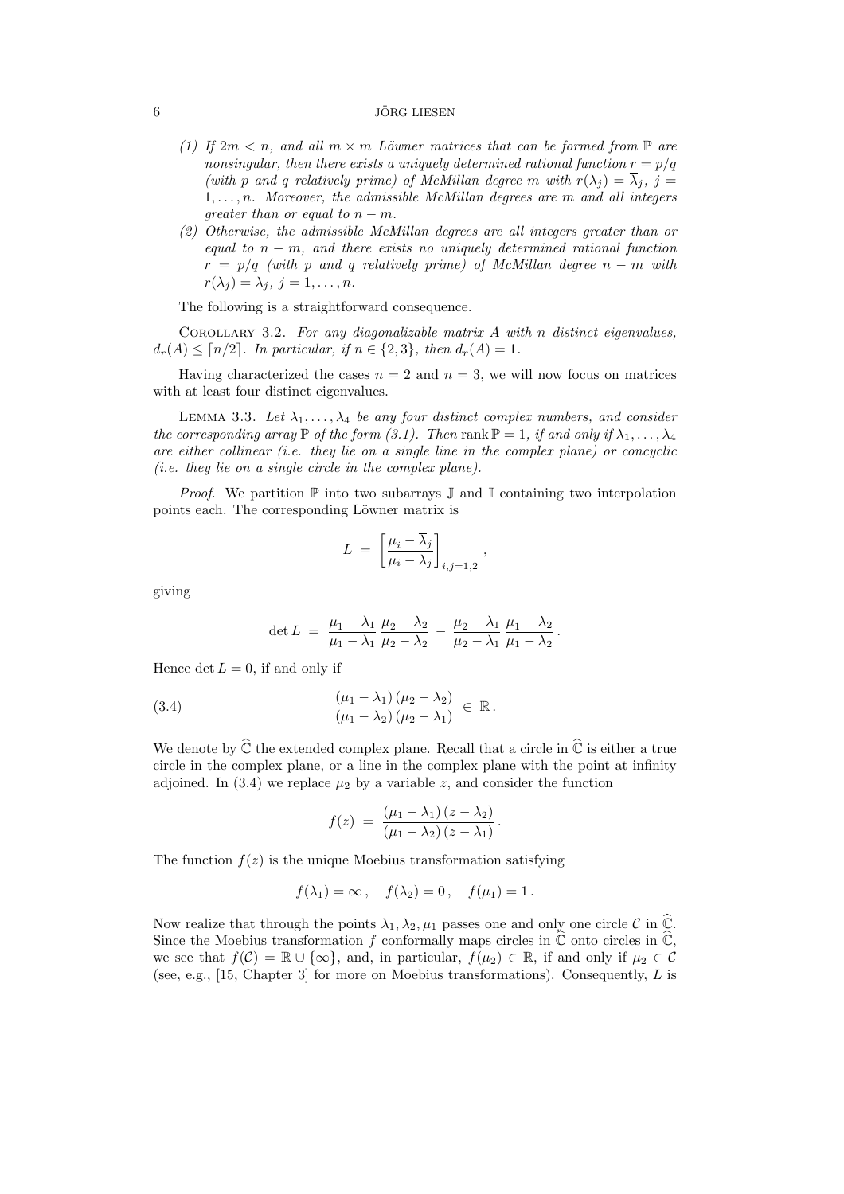*(1) If $2m < n$, and all $m \times m$ Löwner matrices that can be formed from $\mathbb{P}$ are nonsingular, then there exists a uniquely determined rational function $r = p/q$ (with $p$ and $q$ relatively prime) of McMillan degree $m$ with $r(\lambda_j) = \overline{\lambda}_j$, $j = 1, \ldots, n$. Moreover, the admissible McMillan degrees are $m$ and all integers greater than or equal to $n - m$.*

*(2) Otherwise, the admissible McMillan degrees are all integers greater than or equal to $n - m$, and there exists no uniquely determined rational function $r = p/q$ (with $p$ and $q$ relatively prime) of McMillan degree $n - m$ with $r(\lambda_j) = \overline{\lambda}_j$, $j = 1, \ldots, n$.*

The following is a straightforward consequence.

Corollary 3.2. *For any diagonalizable matrix $A$ with $n$ distinct eigenvalues, $d_r(A) \leq \lceil n/2 \rceil$. In particular, if $n \in \{2, 3\}$, then $d_r(A) = 1$.*

Having characterized the cases $n = 2$ and $n = 3$, we will now focus on matrices with at least four distinct eigenvalues.

Lemma 3.3. *Let $\lambda_1, \ldots, \lambda_4$ be any four distinct complex numbers, and consider the corresponding array $\mathbb{P}$ of the form (3.1). Then $\operatorname{rank} \mathbb{P} = 1$, if and only if $\lambda_1, \ldots, \lambda_4$ are either collinear (i.e. they lie on a single line in the complex plane) or concyclic (i.e. they lie on a single circle in the complex plane).*

*Proof.* We partition $\mathbb{P}$ into two subarrays $\mathbb{J}$ and $\mathbb{I}$ containing two interpolation points each. The corresponding Löwner matrix is

$$L \;=\; \left[ \frac{\overline{\mu}_i - \overline{\lambda}_j}{\mu_i - \lambda_j} \right]_{i,j=1,2},$$

giving

$$\det L \;=\; \frac{\overline{\mu}_1 - \overline{\lambda}_1}{\mu_1 - \lambda_1} \, \frac{\overline{\mu}_2 - \overline{\lambda}_2}{\mu_2 - \lambda_2} \;-\; \frac{\overline{\mu}_2 - \overline{\lambda}_1}{\mu_2 - \lambda_1} \, \frac{\overline{\mu}_1 - \overline{\lambda}_2}{\mu_1 - \lambda_2}.$$

Hence $\det L = 0$, if and only if

$$\frac{(\mu_1 - \lambda_1)\,(\mu_2 - \lambda_2)}{(\mu_1 - \lambda_2)\,(\mu_2 - \lambda_1)} \;\in\; \mathbb{R}. \tag{3.4}$$

We denote by $\widehat{\mathbb{C}}$ the extended complex plane. Recall that a circle in $\widehat{\mathbb{C}}$ is either a true circle in the complex plane, or a line in the complex plane with the point at infinity adjoined. In (3.4) we replace $\mu_2$ by a variable $z$, and consider the function

$$f(z) \;=\; \frac{(\mu_1 - \lambda_1)\,(z - \lambda_2)}{(\mu_1 - \lambda_2)\,(z - \lambda_1)}.$$

The function $f(z)$ is the unique Moebius transformation satisfying

$$f(\lambda_1) = \infty\,, \quad f(\lambda_2) = 0\,, \quad f(\mu_1) = 1\,.$$

Now realize that through the points $\lambda_1, \lambda_2, \mu_1$ passes one and only one circle $\mathcal{C}$ in $\widehat{\mathbb{C}}$. Since the Moebius transformation $f$ conformally maps circles in $\widehat{\mathbb{C}}$ onto circles in $\widehat{\mathbb{C}}$, we see that $f(\mathcal{C}) = \mathbb{R} \cup \{\infty\}$, and, in particular, $f(\mu_2) \in \mathbb{R}$, if and only if $\mu_2 \in \mathcal{C}$ (see, e.g., [15, Chapter 3] for more on Moebius transformations). Consequently, $L$ is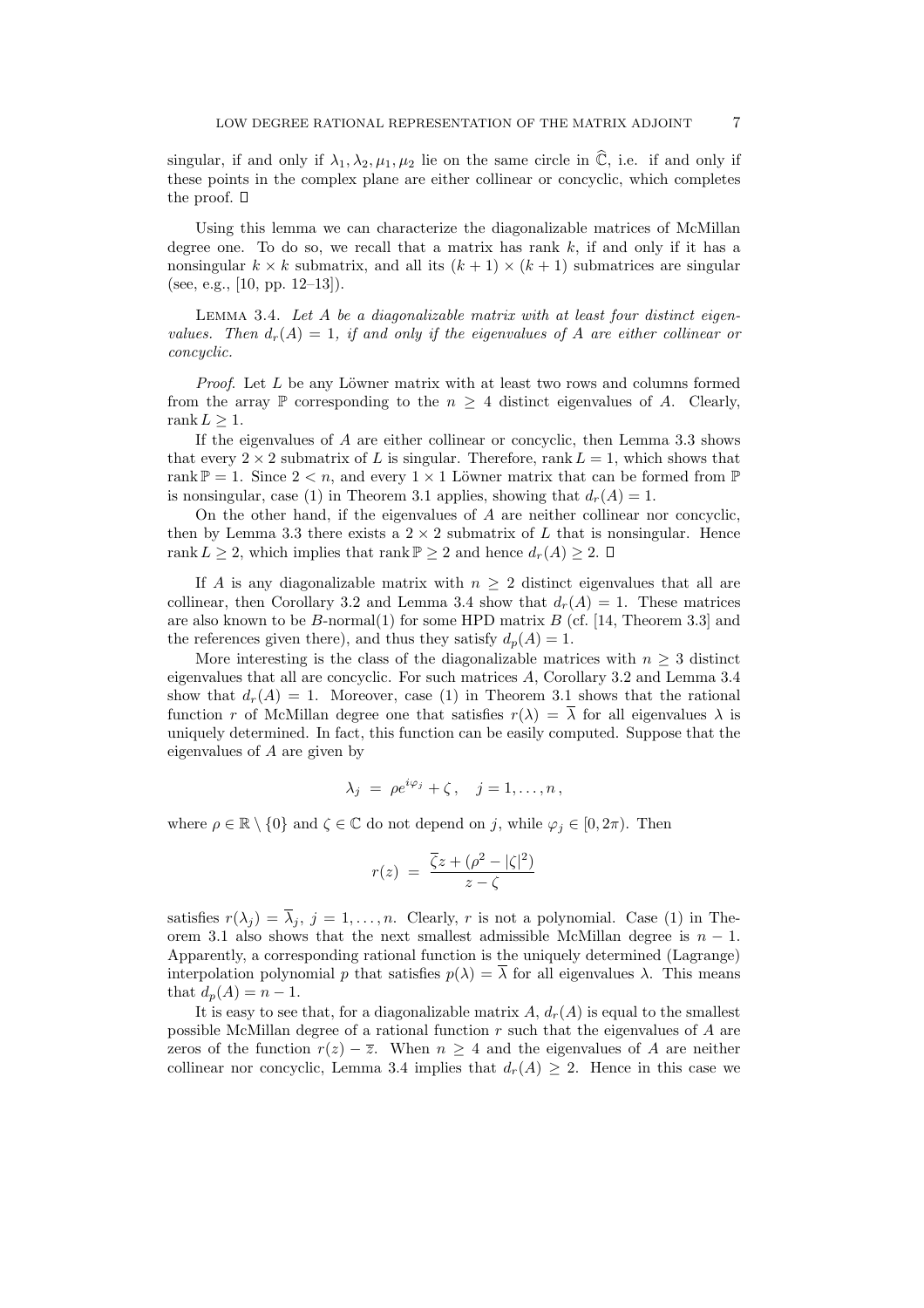singular, if and only if $\lambda_1, \lambda_2, \mu_1, \mu_2$ lie on the same circle in $\widehat{\mathbb{C}}$, i.e. if and only if these points in the complex plane are either collinear or concyclic, which completes the proof. $\square$

Using this lemma we can characterize the diagonalizable matrices of McMillan degree one. To do so, we recall that a matrix has rank $k$, if and only if it has a nonsingular $k \times k$ submatrix, and all its $(k+1) \times (k+1)$ submatrices are singular (see, e.g., [10, pp. 12–13]).

Lemma 3.4. *Let $A$ be a diagonalizable matrix with at least four distinct eigenvalues. Then $d_r(A) = 1$, if and only if the eigenvalues of $A$ are either collinear or concyclic.*

*Proof.* Let $L$ be any Löwner matrix with at least two rows and columns formed from the array $\mathbb{P}$ corresponding to the $n \geq 4$ distinct eigenvalues of $A$. Clearly, $\operatorname{rank} L \geq 1$.

If the eigenvalues of $A$ are either collinear or concyclic, then Lemma 3.3 shows that every $2 \times 2$ submatrix of $L$ is singular. Therefore, $\operatorname{rank} L = 1$, which shows that $\operatorname{rank} \mathbb{P} = 1$. Since $2 < n$, and every $1 \times 1$ Löwner matrix that can be formed from $\mathbb{P}$ is nonsingular, case (1) in Theorem 3.1 applies, showing that $d_r(A) = 1$.

On the other hand, if the eigenvalues of $A$ are neither collinear nor concyclic, then by Lemma 3.3 there exists a $2 \times 2$ submatrix of $L$ that is nonsingular. Hence $\operatorname{rank} L \geq 2$, which implies that $\operatorname{rank} \mathbb{P} \geq 2$ and hence $d_r(A) \geq 2$. $\square$

If $A$ is any diagonalizable matrix with $n \geq 2$ distinct eigenvalues that all are collinear, then Corollary 3.2 and Lemma 3.4 show that $d_r(A) = 1$. These matrices are also known to be $B$-normal(1) for some HPD matrix $B$ (cf. [14, Theorem 3.3] and the references given there), and thus they satisfy $d_p(A) = 1$.

More interesting is the class of the diagonalizable matrices with $n \geq 3$ distinct eigenvalues that all are concyclic. For such matrices $A$, Corollary 3.2 and Lemma 3.4 show that $d_r(A) = 1$. Moreover, case (1) in Theorem 3.1 shows that the rational function $r$ of McMillan degree one that satisfies $r(\lambda) = \overline{\lambda}$ for all eigenvalues $\lambda$ is uniquely determined. In fact, this function can be easily computed. Suppose that the eigenvalues of $A$ are given by

$$\lambda_j \;=\; \rho e^{i\varphi_j} + \zeta\,, \quad j = 1, \ldots, n\,,$$

where $\rho \in \mathbb{R} \setminus \{0\}$ and $\zeta \in \mathbb{C}$ do not depend on $j$, while $\varphi_j \in [0, 2\pi)$. Then

$$r(z) \;=\; \frac{\overline{\zeta} z + (\rho^2 - |\zeta|^2)}{z - \zeta}$$

satisfies $r(\lambda_j) = \overline{\lambda}_j$, $j = 1, \ldots, n$. Clearly, $r$ is not a polynomial. Case (1) in Theorem 3.1 also shows that the next smallest admissible McMillan degree is $n-1$. Apparently, a corresponding rational function is the uniquely determined (Lagrange) interpolation polynomial $p$ that satisfies $p(\lambda) = \overline{\lambda}$ for all eigenvalues $\lambda$. This means that $d_p(A) = n - 1$.

It is easy to see that, for a diagonalizable matrix $A$, $d_r(A)$ is equal to the smallest possible McMillan degree of a rational function $r$ such that the eigenvalues of $A$ are zeros of the function $r(z) - \overline{z}$. When $n \geq 4$ and the eigenvalues of $A$ are neither collinear nor concyclic, Lemma 3.4 implies that $d_r(A) \geq 2$. Hence in this case we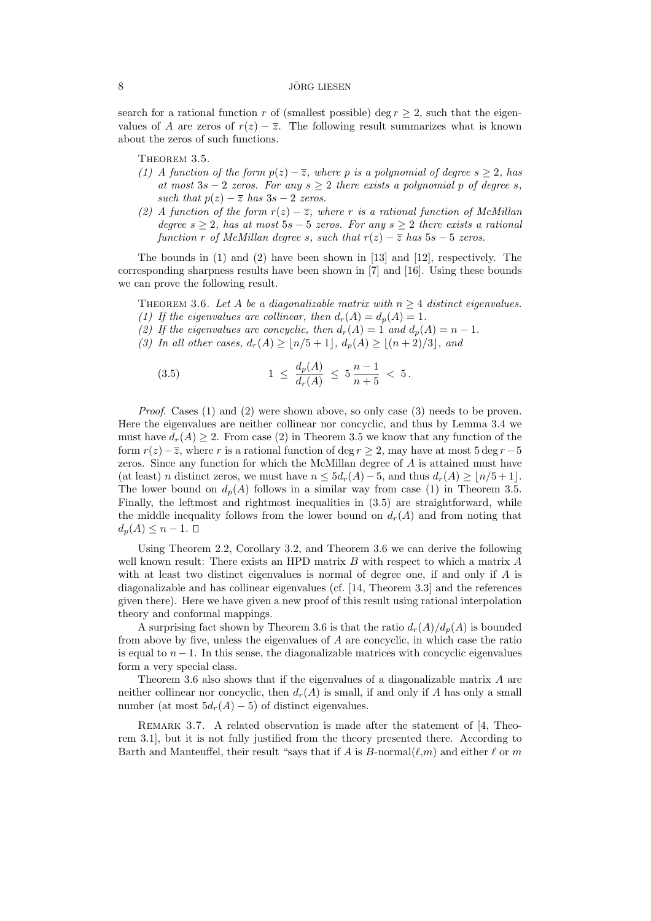search for a rational function $r$ of (smallest possible) $\deg r \geq 2$, such that the eigenvalues of $A$ are zeros of $r(z) - \overline{z}$. The following result summarizes what is known about the zeros of such functions.

THEOREM 3.5.

(1) *A function of the form $p(z) - \overline{z}$, where $p$ is a polynomial of degree $s \geq 2$, has at most $3s - 2$ zeros. For any $s \geq 2$ there exists a polynomial $p$ of degree $s$, such that $p(z) - \overline{z}$ has $3s - 2$ zeros.*

(2) *A function of the form $r(z) - \overline{z}$, where $r$ is a rational function of McMillan degree $s \geq 2$, has at most $5s - 5$ zeros. For any $s \geq 2$ there exists a rational function $r$ of McMillan degree $s$, such that $r(z) - \overline{z}$ has $5s - 5$ zeros.*

The bounds in (1) and (2) have been shown in [13] and [12], respectively. The corresponding sharpness results have been shown in [7] and [16]. Using these bounds we can prove the following result.

THEOREM 3.6. *Let $A$ be a diagonalizable matrix with $n \geq 4$ distinct eigenvalues.*

(1) *If the eigenvalues are collinear, then $d_r(A) = d_p(A) = 1$.*

(2) *If the eigenvalues are concyclic, then $d_r(A) = 1$ and $d_p(A) = n - 1$.*

(3) *In all other cases, $d_r(A) \geq \lfloor n/5 + 1 \rfloor$, $d_p(A) \geq \lfloor (n+2)/3 \rfloor$, and*

$$1 \;\leq\; \frac{d_p(A)}{d_r(A)} \;\leq\; 5\,\frac{n-1}{n+5} \;<\; 5\,. \tag{3.5}$$

*Proof.* Cases (1) and (2) were shown above, so only case (3) needs to be proven. Here the eigenvalues are neither collinear nor concyclic, and thus by Lemma 3.4 we must have $d_r(A) \geq 2$. From case (2) in Theorem 3.5 we know that any function of the form $r(z) - \overline{z}$, where $r$ is a rational function of $\deg r \geq 2$, may have at most $5 \deg r - 5$ zeros. Since any function for which the McMillan degree of $A$ is attained must have (at least) $n$ distinct zeros, we must have $n \leq 5 d_r(A) - 5$, and thus $d_r(A) \geq \lfloor n/5 + 1 \rfloor$. The lower bound on $d_p(A)$ follows in a similar way from case (1) in Theorem 3.5. Finally, the leftmost and rightmost inequalities in (3.5) are straightforward, while the middle inequality follows from the lower bound on $d_r(A)$ and from noting that $d_p(A) \leq n - 1$. $\square$

Using Theorem 2.2, Corollary 3.2, and Theorem 3.6 we can derive the following well known result: There exists an HPD matrix $B$ with respect to which a matrix $A$ with at least two distinct eigenvalues is normal of degree one, if and only if $A$ is diagonalizable and has collinear eigenvalues (cf. [14, Theorem 3.3] and the references given there). Here we have given a new proof of this result using rational interpolation theory and conformal mappings.

A surprising fact shown by Theorem 3.6 is that the ratio $d_r(A)/d_p(A)$ is bounded from above by five, unless the eigenvalues of $A$ are concyclic, in which case the ratio is equal to $n - 1$. In this sense, the diagonalizable matrices with concyclic eigenvalues form a very special class.

Theorem 3.6 also shows that if the eigenvalues of a diagonalizable matrix $A$ are neither collinear nor concyclic, then $d_r(A)$ is small, if and only if $A$ has only a small number (at most $5 d_r(A) - 5$) of distinct eigenvalues.

REMARK 3.7. A related observation is made after the statement of [4, Theorem 3.1], but it is not fully justified from the theory presented there. According to Barth and Manteuffel, their result "says that if $A$ is $B$-normal($\ell$,$m$) and either $\ell$ or $m$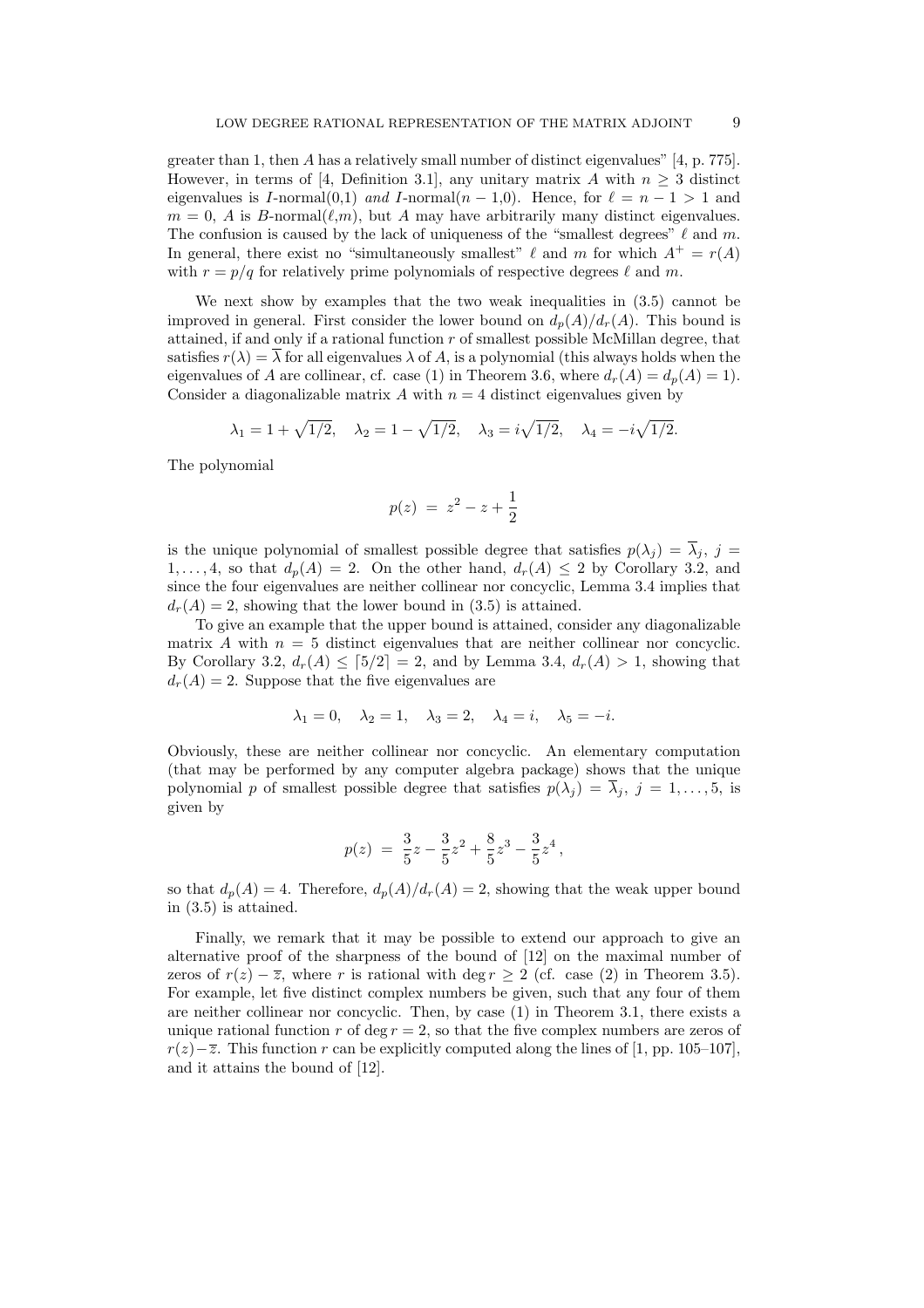greater than 1, then $A$ has a relatively small number of distinct eigenvalues" [4, p. 775]. However, in terms of [4, Definition 3.1], any unitary matrix $A$ with $n \geq 3$ distinct eigenvalues is $I$-normal(0,1) *and* $I$-normal($n-1$,0). Hence, for $\ell = n-1 > 1$ and $m = 0$, $A$ is $B$-normal($\ell$,$m$), but $A$ may have arbitrarily many distinct eigenvalues. The confusion is caused by the lack of uniqueness of the "smallest degrees" $\ell$ and $m$. In general, there exist no "simultaneously smallest" $\ell$ and $m$ for which $A^+ = r(A)$ with $r = p/q$ for relatively prime polynomials of respective degrees $\ell$ and $m$.

We next show by examples that the two weak inequalities in (3.5) cannot be improved in general. First consider the lower bound on $d_p(A)/d_r(A)$. This bound is attained, if and only if a rational function $r$ of smallest possible McMillan degree, that satisfies $r(\lambda) = \overline{\lambda}$ for all eigenvalues $\lambda$ of $A$, is a polynomial (this always holds when the eigenvalues of $A$ are collinear, cf. case (1) in Theorem 3.6, where $d_r(A) = d_p(A) = 1$). Consider a diagonalizable matrix $A$ with $n = 4$ distinct eigenvalues given by

$$\lambda_1 = 1 + \sqrt{1/2}, \quad \lambda_2 = 1 - \sqrt{1/2}, \quad \lambda_3 = i\sqrt{1/2}, \quad \lambda_4 = -i\sqrt{1/2}.$$

The polynomial

$$p(z) \;=\; z^2 - z + \frac{1}{2}$$

is the unique polynomial of smallest possible degree that satisfies $p(\lambda_j) = \overline{\lambda}_j$, $j = 1, \ldots, 4$, so that $d_p(A) = 2$. On the other hand, $d_r(A) \leq 2$ by Corollary 3.2, and since the four eigenvalues are neither collinear nor concyclic, Lemma 3.4 implies that $d_r(A) = 2$, showing that the lower bound in (3.5) is attained.

To give an example that the upper bound is attained, consider any diagonalizable matrix $A$ with $n = 5$ distinct eigenvalues that are neither collinear nor concyclic. By Corollary 3.2, $d_r(A) \leq \lceil 5/2 \rceil = 2$, and by Lemma 3.4, $d_r(A) > 1$, showing that $d_r(A) = 2$. Suppose that the five eigenvalues are

$$\lambda_1 = 0, \quad \lambda_2 = 1, \quad \lambda_3 = 2, \quad \lambda_4 = i, \quad \lambda_5 = -i.$$

Obviously, these are neither collinear nor concyclic. An elementary computation (that may be performed by any computer algebra package) shows that the unique polynomial $p$ of smallest possible degree that satisfies $p(\lambda_j) = \overline{\lambda}_j$, $j = 1, \ldots, 5$, is given by

$$p(z) \;=\; \frac{3}{5}z - \frac{3}{5}z^2 + \frac{8}{5}z^3 - \frac{3}{5}z^4\,,$$

so that $d_p(A) = 4$. Therefore, $d_p(A)/d_r(A) = 2$, showing that the weak upper bound in (3.5) is attained.

Finally, we remark that it may be possible to extend our approach to give an alternative proof of the sharpness of the bound of [12] on the maximal number of zeros of $r(z) - \overline{z}$, where $r$ is rational with $\deg r \geq 2$ (cf. case (2) in Theorem 3.5). For example, let five distinct complex numbers be given, such that any four of them are neither collinear nor concyclic. Then, by case (1) in Theorem 3.1, there exists a unique rational function $r$ of $\deg r = 2$, so that the five complex numbers are zeros of $r(z) - \overline{z}$. This function $r$ can be explicitly computed along the lines of [1, pp. 105–107], and it attains the bound of [12].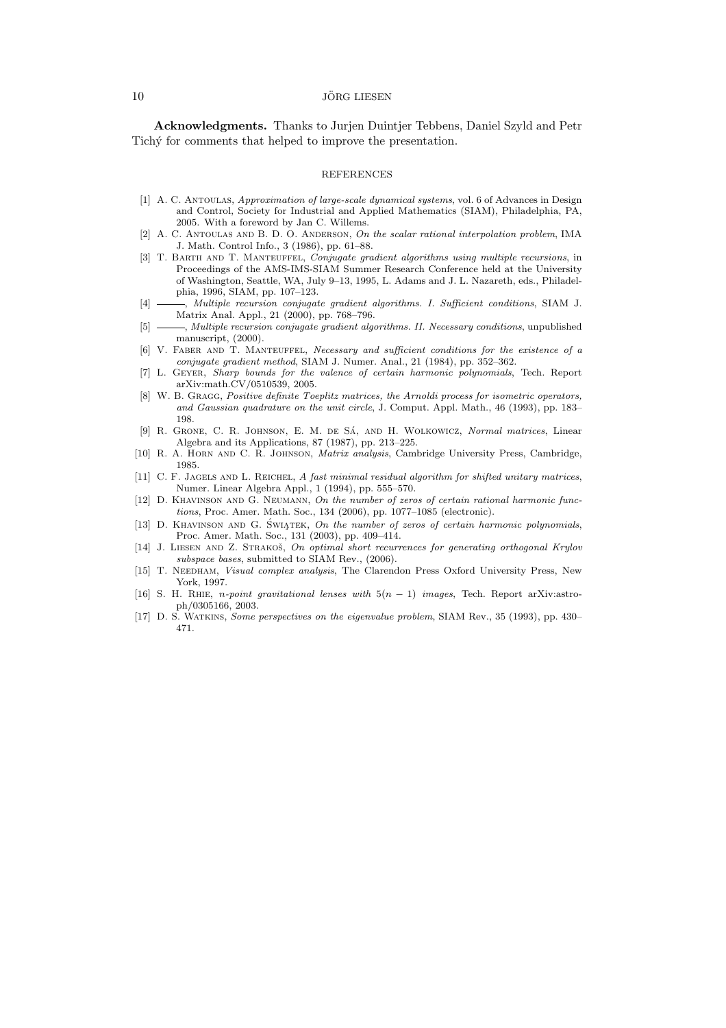**Acknowledgments.** Thanks to Jurjen Duintjer Tebbens, Daniel Szyld and Petr Tichý for comments that helped to improve the presentation.

## REFERENCES

[1] A. C. Antoulas, *Approximation of large-scale dynamical systems*, vol. 6 of Advances in Design and Control, Society for Industrial and Applied Mathematics (SIAM), Philadelphia, PA, 2005. With a foreword by Jan C. Willems.

[2] A. C. Antoulas and B. D. O. Anderson, *On the scalar rational interpolation problem*, IMA J. Math. Control Info., 3 (1986), pp. 61–88.

[3] T. Barth and T. Manteuffel, *Conjugate gradient algorithms using multiple recursions*, in Proceedings of the AMS-IMS-SIAM Summer Research Conference held at the University of Washington, Seattle, WA, July 9–13, 1995, L. Adams and J. L. Nazareth, eds., Philadelphia, 1996, SIAM, pp. 107–123.

[4] ———, *Multiple recursion conjugate gradient algorithms. I. Sufficient conditions*, SIAM J. Matrix Anal. Appl., 21 (2000), pp. 768–796.

[5] ———, *Multiple recursion conjugate gradient algorithms. II. Necessary conditions*, unpublished manuscript, (2000).

[6] V. Faber and T. Manteuffel, *Necessary and sufficient conditions for the existence of a conjugate gradient method*, SIAM J. Numer. Anal., 21 (1984), pp. 352–362.

[7] L. Geyer, *Sharp bounds for the valence of certain harmonic polynomials*, Tech. Report arXiv:math.CV/0510539, 2005.

[8] W. B. Gragg, *Positive definite Toeplitz matrices, the Arnoldi process for isometric operators, and Gaussian quadrature on the unit circle*, J. Comput. Appl. Math., 46 (1993), pp. 183–198.

[9] R. Grone, C. R. Johnson, E. M. de Sá, and H. Wolkowicz, *Normal matrices*, Linear Algebra and its Applications, 87 (1987), pp. 213–225.

[10] R. A. Horn and C. R. Johnson, *Matrix analysis*, Cambridge University Press, Cambridge, 1985.

[11] C. F. Jagels and L. Reichel, *A fast minimal residual algorithm for shifted unitary matrices*, Numer. Linear Algebra Appl., 1 (1994), pp. 555–570.

[12] D. Khavinson and G. Neumann, *On the number of zeros of certain rational harmonic functions*, Proc. Amer. Math. Soc., 134 (2006), pp. 1077–1085 (electronic).

[13] D. Khavinson and G. Świątek, *On the number of zeros of certain harmonic polynomials*, Proc. Amer. Math. Soc., 131 (2003), pp. 409–414.

[14] J. Liesen and Z. Strakoš, *On optimal short recurrences for generating orthogonal Krylov subspace bases*, submitted to SIAM Rev., (2006).

[15] T. Needham, *Visual complex analysis*, The Clarendon Press Oxford University Press, New York, 1997.

[16] S. H. Rhie, *n-point gravitational lenses with* $5(n-1)$ *images*, Tech. Report arXiv:astro-ph/0305166, 2003.

[17] D. S. Watkins, *Some perspectives on the eigenvalue problem*, SIAM Rev., 35 (1993), pp. 430–471.